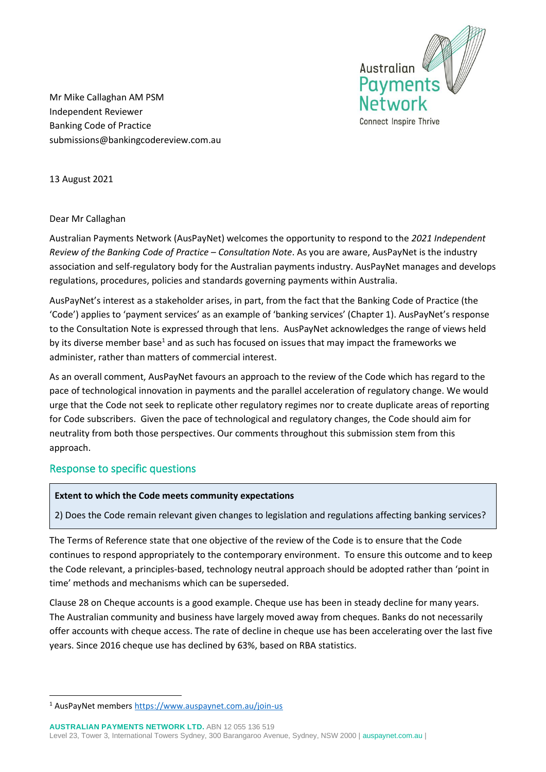Australian Payments Network
Connect Inspire Thrive

Mr Mike Callaghan AM PSM
Independent Reviewer
Banking Code of Practice
submissions@bankingcodereview.com.au

13 August 2021

Dear Mr Callaghan

Australian Payments Network (AusPayNet) welcomes the opportunity to respond to the *2021 Independent Review of the Banking Code of Practice – Consultation Note*. As you are aware, AusPayNet is the industry association and self-regulatory body for the Australian payments industry. AusPayNet manages and develops regulations, procedures, policies and standards governing payments within Australia.

AusPayNet's interest as a stakeholder arises, in part, from the fact that the Banking Code of Practice (the 'Code') applies to 'payment services' as an example of 'banking services' (Chapter 1). AusPayNet's response to the Consultation Note is expressed through that lens. AusPayNet acknowledges the range of views held by its diverse member base[1] and as such has focused on issues that may impact the frameworks we administer, rather than matters of commercial interest.

As an overall comment, AusPayNet favours an approach to the review of the Code which has regard to the pace of technological innovation in payments and the parallel acceleration of regulatory change. We would urge that the Code not seek to replicate other regulatory regimes nor to create duplicate areas of reporting for Code subscribers. Given the pace of technological and regulatory changes, the Code should aim for neutrality from both those perspectives. Our comments throughout this submission stem from this approach.

## Response to specific questions

**Extent to which the Code meets community expectations**

2) Does the Code remain relevant given changes to legislation and regulations affecting banking services?

The Terms of Reference state that one objective of the review of the Code is to ensure that the Code continues to respond appropriately to the contemporary environment. To ensure this outcome and to keep the Code relevant, a principles-based, technology neutral approach should be adopted rather than 'point in time' methods and mechanisms which can be superseded.

Clause 28 on Cheque accounts is a good example. Cheque use has been in steady decline for many years. The Australian community and business have largely moved away from cheques. Banks do not necessarily offer accounts with cheque access. The rate of decline in cheque use has been accelerating over the last five years. Since 2016 cheque use has declined by 63%, based on RBA statistics.

[1] AusPayNet members https://www.auspaynet.com.au/join-us

**AUSTRALIAN PAYMENTS NETWORK LTD.** ABN 12 055 136 519
Level 23, Tower 3, International Towers Sydney, 300 Barangaroo Avenue, Sydney, NSW 2000 | auspaynet.com.au |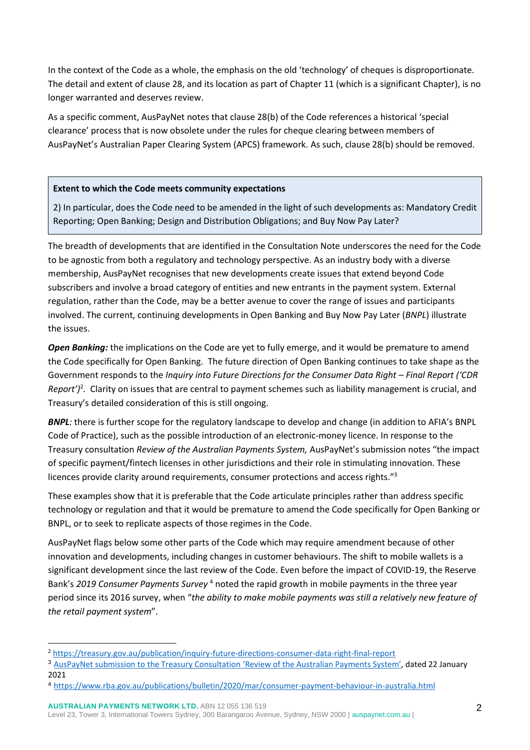In the context of the Code as a whole, the emphasis on the old 'technology' of cheques is disproportionate. The detail and extent of clause 28, and its location as part of Chapter 11 (which is a significant Chapter), is no longer warranted and deserves review.

As a specific comment, AusPayNet notes that clause 28(b) of the Code references a historical 'special clearance' process that is now obsolete under the rules for cheque clearing between members of AusPayNet's Australian Paper Clearing System (APCS) framework. As such, clause 28(b) should be removed.

> **Extent to which the Code meets community expectations**
>
> 2) In particular, does the Code need to be amended in the light of such developments as: Mandatory Credit Reporting; Open Banking; Design and Distribution Obligations; and Buy Now Pay Later?

The breadth of developments that are identified in the Consultation Note underscores the need for the Code to be agnostic from both a regulatory and technology perspective. As an industry body with a diverse membership, AusPayNet recognises that new developments create issues that extend beyond Code subscribers and involve a broad category of entities and new entrants in the payment system. External regulation, rather than the Code, may be a better avenue to cover the range of issues and participants involved. The current, continuing developments in Open Banking and Buy Now Pay Later (*BNPL*) illustrate the issues.

***Open Banking:*** the implications on the Code are yet to fully emerge, and it would be premature to amend the Code specifically for Open Banking. The future direction of Open Banking continues to take shape as the Government responds to the *Inquiry into Future Directions for the Consumer Data Right – Final Report ('CDR Report')*[2]. Clarity on issues that are central to payment schemes such as liability management is crucial, and Treasury's detailed consideration of this is still ongoing.

***BNPL:*** there is further scope for the regulatory landscape to develop and change (in addition to AFIA's BNPL Code of Practice), such as the possible introduction of an electronic-money licence. In response to the Treasury consultation *Review of the Australian Payments System,* AusPayNet's submission notes "the impact of specific payment/fintech licenses in other jurisdictions and their role in stimulating innovation. These licences provide clarity around requirements, consumer protections and access rights."[3]

These examples show that it is preferable that the Code articulate principles rather than address specific technology or regulation and that it would be premature to amend the Code specifically for Open Banking or BNPL, or to seek to replicate aspects of those regimes in the Code.

AusPayNet flags below some other parts of the Code which may require amendment because of other innovation and developments, including changes in customer behaviours. The shift to mobile wallets is a significant development since the last review of the Code. Even before the impact of COVID-19, the Reserve Bank's *2019 Consumer Payments Survey*[4] noted the rapid growth in mobile payments in the three year period since its 2016 survey, when "*the ability to make mobile payments was still a relatively new feature of the retail payment system*".

---

[2] https://treasury.gov.au/publication/inquiry-future-directions-consumer-data-right-final-report

[3] AusPayNet submission to the Treasury Consultation 'Review of the Australian Payments System', dated 22 January 2021

[4] https://www.rba.gov.au/publications/bulletin/2020/mar/consumer-payment-behaviour-in-australia.html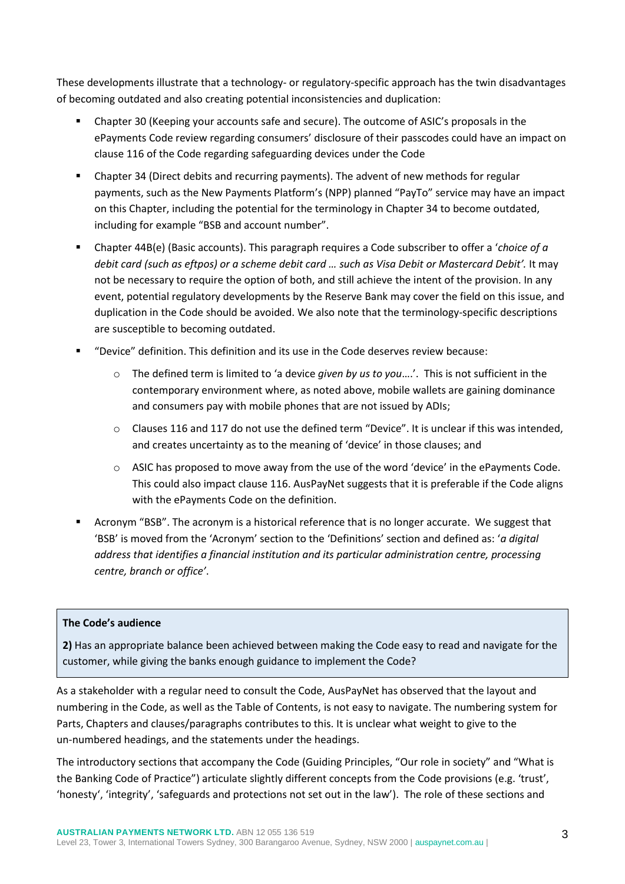These developments illustrate that a technology- or regulatory-specific approach has the twin disadvantages of becoming outdated and also creating potential inconsistencies and duplication:

- Chapter 30 (Keeping your accounts safe and secure). The outcome of ASIC's proposals in the ePayments Code review regarding consumers' disclosure of their passcodes could have an impact on clause 116 of the Code regarding safeguarding devices under the Code
- Chapter 34 (Direct debits and recurring payments). The advent of new methods for regular payments, such as the New Payments Platform's (NPP) planned "PayTo" service may have an impact on this Chapter, including the potential for the terminology in Chapter 34 to become outdated, including for example "BSB and account number".
- Chapter 44B(e) (Basic accounts). This paragraph requires a Code subscriber to offer a '*choice of a debit card (such as eftpos) or a scheme debit card … such as Visa Debit or Mastercard Debit'.* It may not be necessary to require the option of both, and still achieve the intent of the provision. In any event, potential regulatory developments by the Reserve Bank may cover the field on this issue, and duplication in the Code should be avoided. We also note that the terminology-specific descriptions are susceptible to becoming outdated.
- "Device" definition. This definition and its use in the Code deserves review because:
    - The defined term is limited to 'a device *given by us to you*….'. This is not sufficient in the contemporary environment where, as noted above, mobile wallets are gaining dominance and consumers pay with mobile phones that are not issued by ADIs;
    - Clauses 116 and 117 do not use the defined term "Device". It is unclear if this was intended, and creates uncertainty as to the meaning of 'device' in those clauses; and
    - ASIC has proposed to move away from the use of the word 'device' in the ePayments Code. This could also impact clause 116. AusPayNet suggests that it is preferable if the Code aligns with the ePayments Code on the definition.
- Acronym "BSB". The acronym is a historical reference that is no longer accurate. We suggest that 'BSB' is moved from the 'Acronym' section to the 'Definitions' section and defined as: '*a digital address that identifies a financial institution and its particular administration centre, processing centre, branch or office'*.

**The Code's audience**

**2)** Has an appropriate balance been achieved between making the Code easy to read and navigate for the customer, while giving the banks enough guidance to implement the Code?

As a stakeholder with a regular need to consult the Code, AusPayNet has observed that the layout and numbering in the Code, as well as the Table of Contents, is not easy to navigate. The numbering system for Parts, Chapters and clauses/paragraphs contributes to this. It is unclear what weight to give to the un-numbered headings, and the statements under the headings.

The introductory sections that accompany the Code (Guiding Principles, "Our role in society" and "What is the Banking Code of Practice") articulate slightly different concepts from the Code provisions (e.g. 'trust', 'honesty', 'integrity', 'safeguards and protections not set out in the law'). The role of these sections and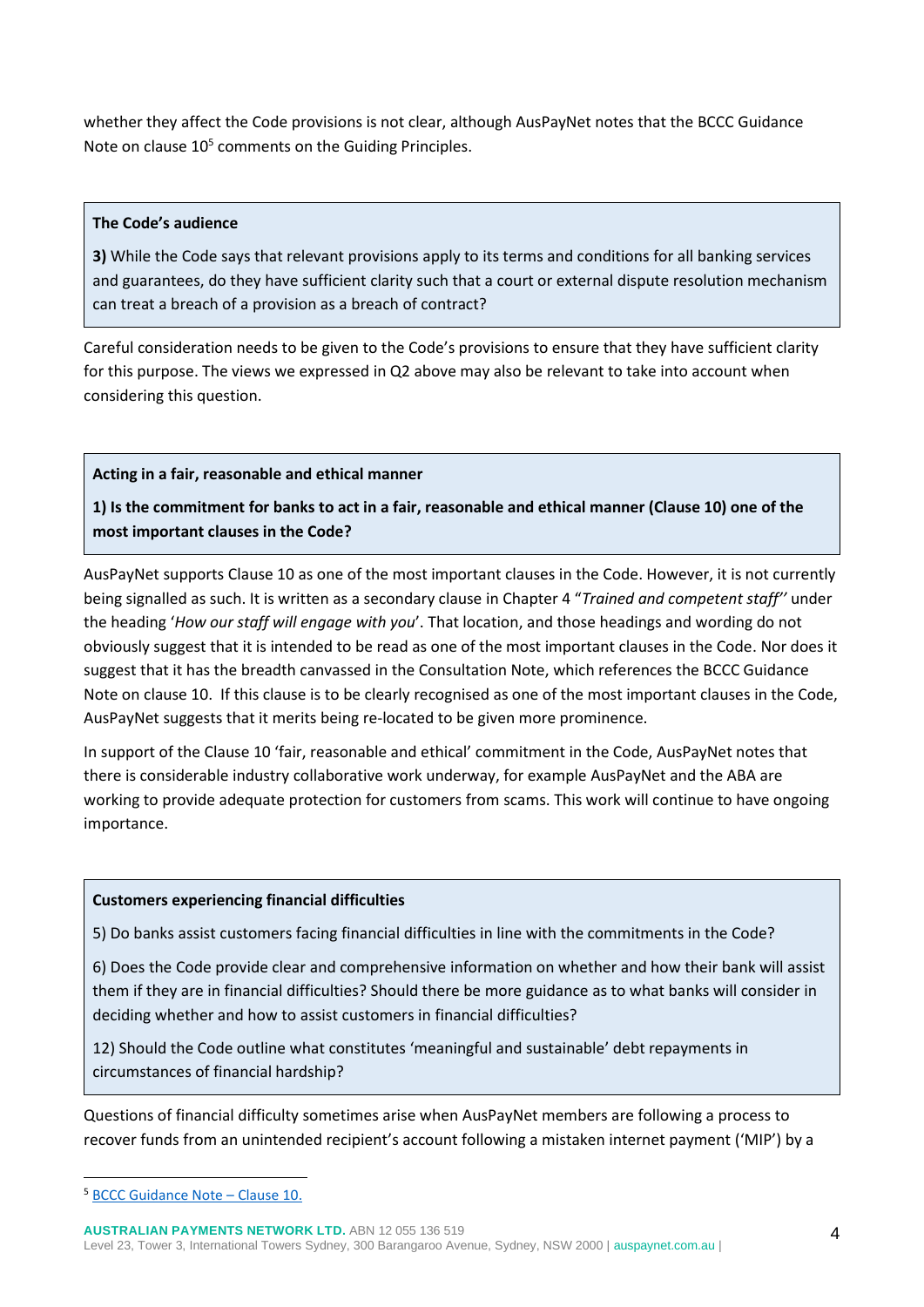whether they affect the Code provisions is not clear, although AusPayNet notes that the BCCC Guidance Note on clause 10[5] comments on the Guiding Principles.

> **The Code's audience**
>
> **3)** While the Code says that relevant provisions apply to its terms and conditions for all banking services and guarantees, do they have sufficient clarity such that a court or external dispute resolution mechanism can treat a breach of a provision as a breach of contract?

Careful consideration needs to be given to the Code's provisions to ensure that they have sufficient clarity for this purpose. The views we expressed in Q2 above may also be relevant to take into account when considering this question.

> **Acting in a fair, reasonable and ethical manner**
>
> **1) Is the commitment for banks to act in a fair, reasonable and ethical manner (Clause 10) one of the most important clauses in the Code?**

AusPayNet supports Clause 10 as one of the most important clauses in the Code. However, it is not currently being signalled as such. It is written as a secondary clause in Chapter 4 "*Trained and competent staff"* under the heading '*How our staff will engage with you*'. That location, and those headings and wording do not obviously suggest that it is intended to be read as one of the most important clauses in the Code. Nor does it suggest that it has the breadth canvassed in the Consultation Note, which references the BCCC Guidance Note on clause 10. If this clause is to be clearly recognised as one of the most important clauses in the Code, AusPayNet suggests that it merits being re-located to be given more prominence.

In support of the Clause 10 'fair, reasonable and ethical' commitment in the Code, AusPayNet notes that there is considerable industry collaborative work underway, for example AusPayNet and the ABA are working to provide adequate protection for customers from scams. This work will continue to have ongoing importance.

> **Customers experiencing financial difficulties**
>
> 5) Do banks assist customers facing financial difficulties in line with the commitments in the Code?
>
> 6) Does the Code provide clear and comprehensive information on whether and how their bank will assist them if they are in financial difficulties? Should there be more guidance as to what banks will consider in deciding whether and how to assist customers in financial difficulties?
>
> 12) Should the Code outline what constitutes 'meaningful and sustainable' debt repayments in circumstances of financial hardship?

Questions of financial difficulty sometimes arise when AusPayNet members are following a process to recover funds from an unintended recipient's account following a mistaken internet payment ('MIP') by a

---

[5] BCCC Guidance Note – Clause 10.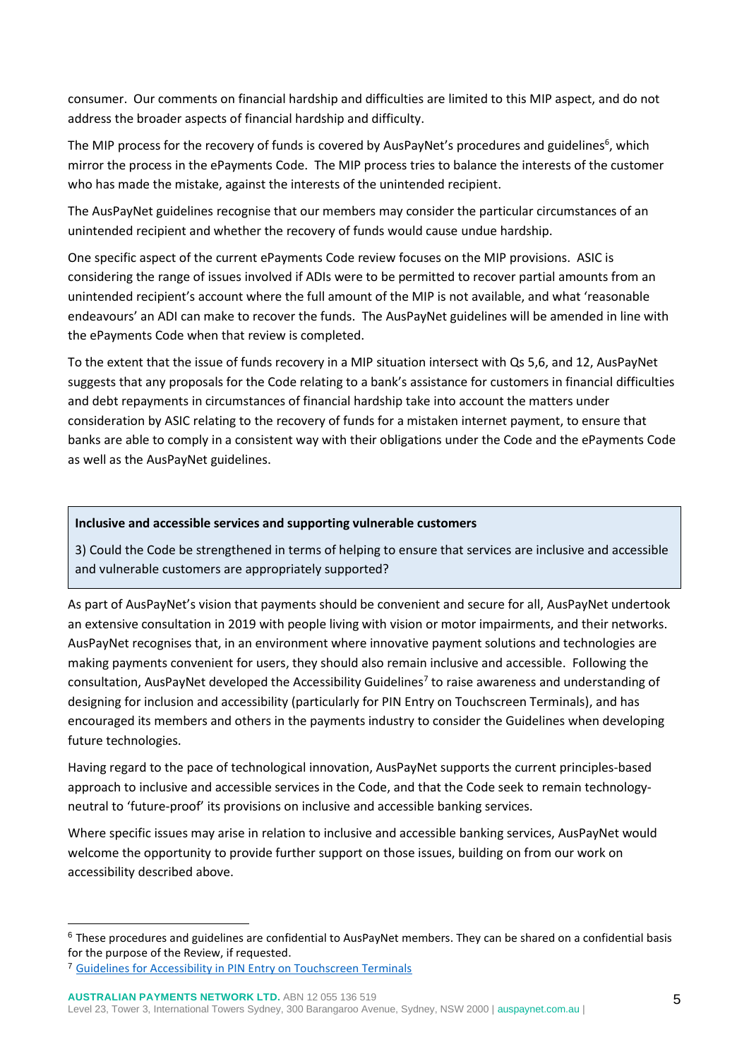consumer. Our comments on financial hardship and difficulties are limited to this MIP aspect, and do not address the broader aspects of financial hardship and difficulty.

The MIP process for the recovery of funds is covered by AusPayNet's procedures and guidelines[6], which mirror the process in the ePayments Code. The MIP process tries to balance the interests of the customer who has made the mistake, against the interests of the unintended recipient.

The AusPayNet guidelines recognise that our members may consider the particular circumstances of an unintended recipient and whether the recovery of funds would cause undue hardship.

One specific aspect of the current ePayments Code review focuses on the MIP provisions. ASIC is considering the range of issues involved if ADIs were to be permitted to recover partial amounts from an unintended recipient's account where the full amount of the MIP is not available, and what 'reasonable endeavours' an ADI can make to recover the funds. The AusPayNet guidelines will be amended in line with the ePayments Code when that review is completed.

To the extent that the issue of funds recovery in a MIP situation intersect with Qs 5,6, and 12, AusPayNet suggests that any proposals for the Code relating to a bank's assistance for customers in financial difficulties and debt repayments in circumstances of financial hardship take into account the matters under consideration by ASIC relating to the recovery of funds for a mistaken internet payment, to ensure that banks are able to comply in a consistent way with their obligations under the Code and the ePayments Code as well as the AusPayNet guidelines.

**Inclusive and accessible services and supporting vulnerable customers**

3) Could the Code be strengthened in terms of helping to ensure that services are inclusive and accessible and vulnerable customers are appropriately supported?

As part of AusPayNet's vision that payments should be convenient and secure for all, AusPayNet undertook an extensive consultation in 2019 with people living with vision or motor impairments, and their networks. AusPayNet recognises that, in an environment where innovative payment solutions and technologies are making payments convenient for users, they should also remain inclusive and accessible. Following the consultation, AusPayNet developed the Accessibility Guidelines[7] to raise awareness and understanding of designing for inclusion and accessibility (particularly for PIN Entry on Touchscreen Terminals), and has encouraged its members and others in the payments industry to consider the Guidelines when developing future technologies.

Having regard to the pace of technological innovation, AusPayNet supports the current principles-based approach to inclusive and accessible services in the Code, and that the Code seek to remain technology-neutral to 'future-proof' its provisions on inclusive and accessible banking services.

Where specific issues may arise in relation to inclusive and accessible banking services, AusPayNet would welcome the opportunity to provide further support on those issues, building on from our work on accessibility described above.

---

[6] These procedures and guidelines are confidential to AusPayNet members. They can be shared on a confidential basis for the purpose of the Review, if requested.

[7] Guidelines for Accessibility in PIN Entry on Touchscreen Terminals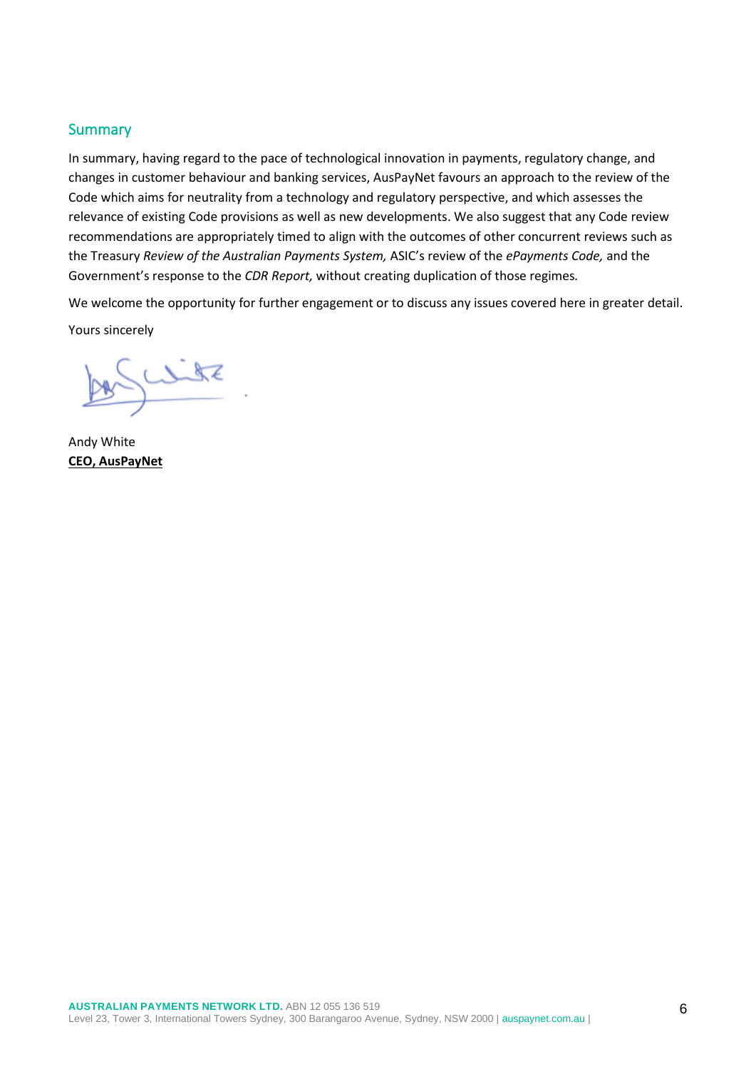## Summary

In summary, having regard to the pace of technological innovation in payments, regulatory change, and changes in customer behaviour and banking services, AusPayNet favours an approach to the review of the Code which aims for neutrality from a technology and regulatory perspective, and which assesses the relevance of existing Code provisions as well as new developments. We also suggest that any Code review recommendations are appropriately timed to align with the outcomes of other concurrent reviews such as the Treasury *Review of the Australian Payments System,* ASIC's review of the *ePayments Code,* and the Government's response to the *CDR Report,* without creating duplication of those regimes.

We welcome the opportunity for further engagement or to discuss any issues covered here in greater detail.

Yours sincerely

Andy White
**CEO, AusPayNet**